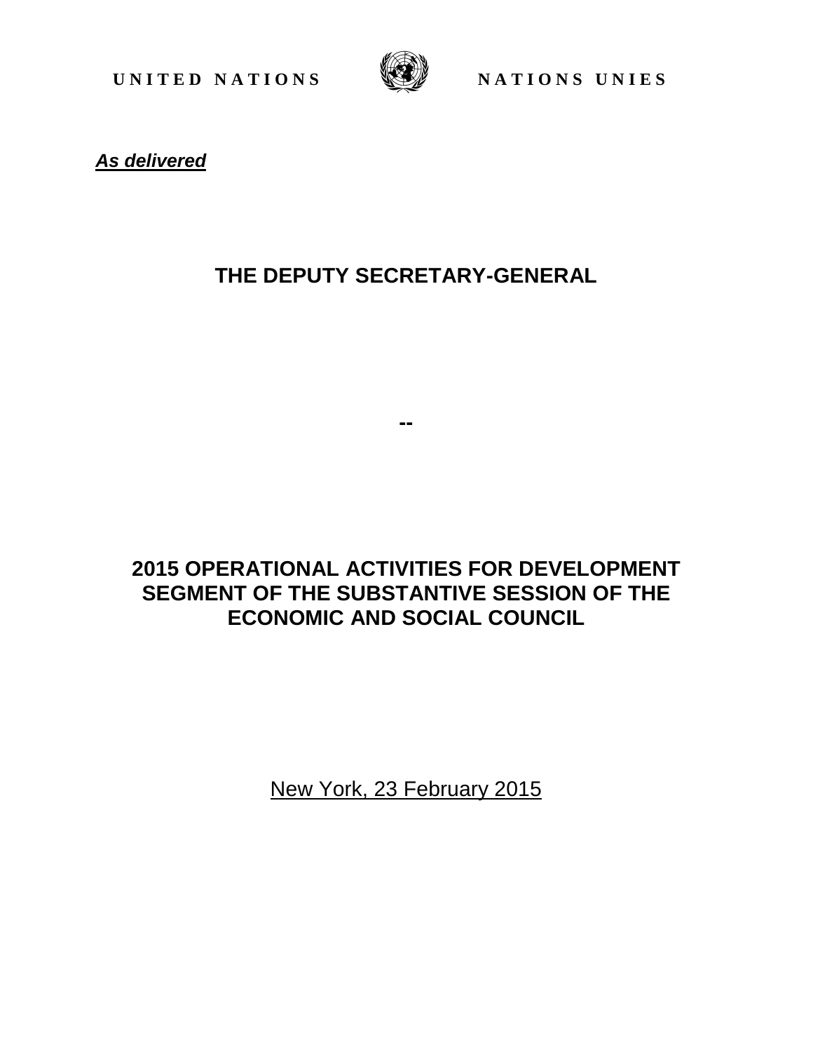UNITED NATIONS NATIONS UNIES

***As delivered***

# THE DEPUTY SECRETARY-GENERAL

--

# 2015 OPERATIONAL ACTIVITIES FOR DEVELOPMENT SEGMENT OF THE SUBSTANTIVE SESSION OF THE ECONOMIC AND SOCIAL COUNCIL

New York, 23 February 2015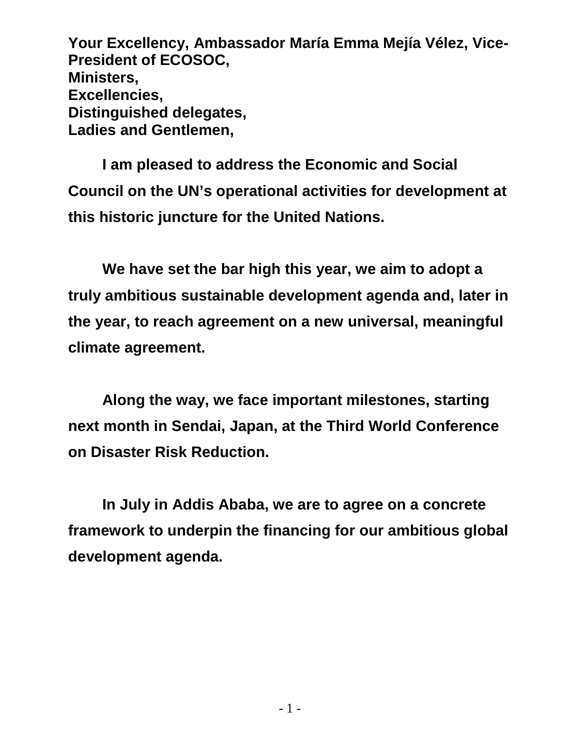**Your Excellency, Ambassador María Emma Mejía Vélez, Vice-President of ECOSOC,**
**Ministers,**
**Excellencies,**
**Distinguished delegates,**
**Ladies and Gentlemen,**

**I am pleased to address the Economic and Social Council on the UN's operational activities for development at this historic juncture for the United Nations.**

**We have set the bar high this year, we aim to adopt a truly ambitious sustainable development agenda and, later in the year, to reach agreement on a new universal, meaningful climate agreement.**

**Along the way, we face important milestones, starting next month in Sendai, Japan, at the Third World Conference on Disaster Risk Reduction.**

**In July in Addis Ababa, we are to agree on a concrete framework to underpin the financing for our ambitious global development agenda.**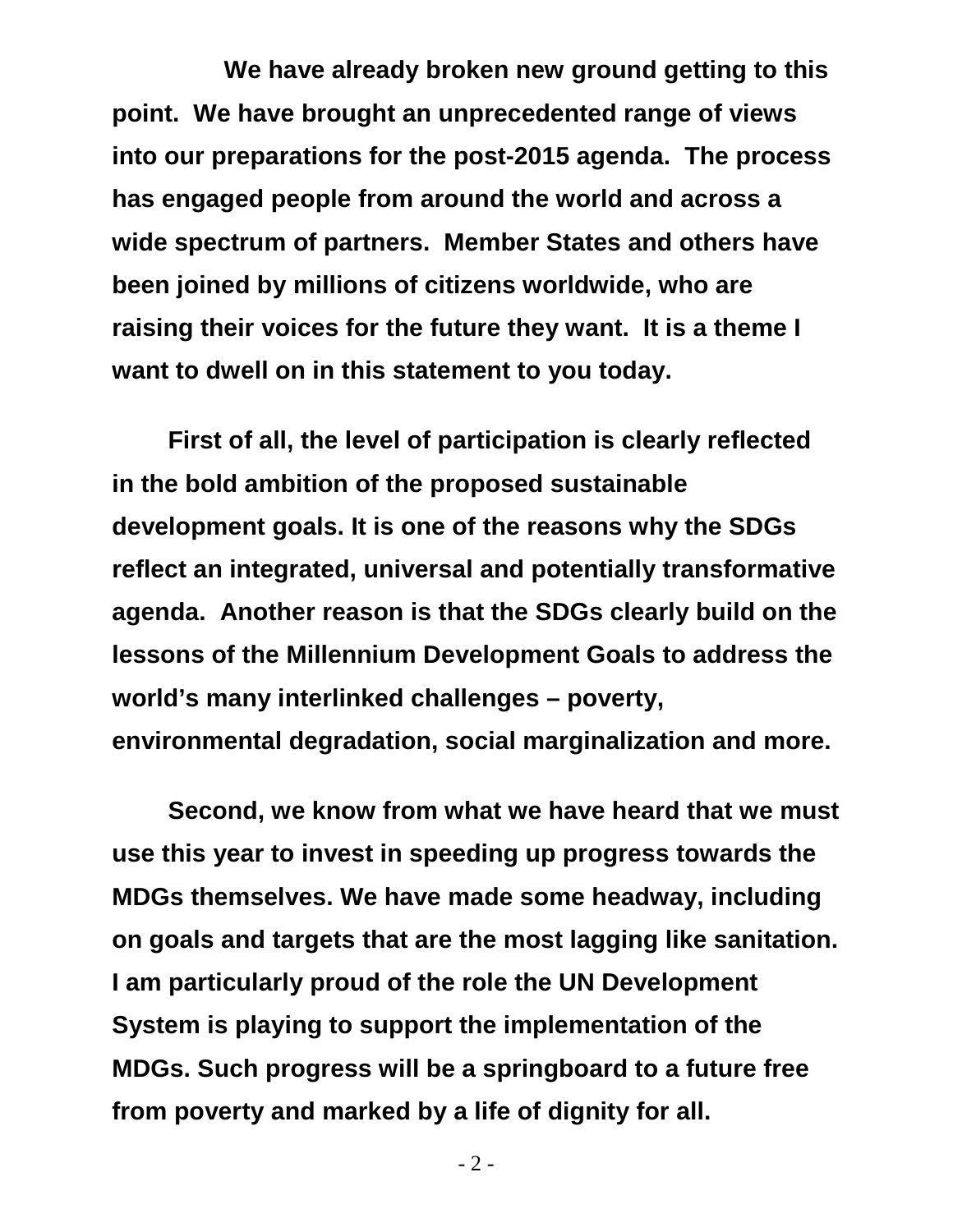**We have already broken new ground getting to this point. We have brought an unprecedented range of views into our preparations for the post-2015 agenda. The process has engaged people from around the world and across a wide spectrum of partners. Member States and others have been joined by millions of citizens worldwide, who are raising their voices for the future they want. It is a theme I want to dwell on in this statement to you today.**

**First of all, the level of participation is clearly reflected in the bold ambition of the proposed sustainable development goals. It is one of the reasons why the SDGs reflect an integrated, universal and potentially transformative agenda. Another reason is that the SDGs clearly build on the lessons of the Millennium Development Goals to address the world's many interlinked challenges – poverty, environmental degradation, social marginalization and more.**

**Second, we know from what we have heard that we must use this year to invest in speeding up progress towards the MDGs themselves. We have made some headway, including on goals and targets that are the most lagging like sanitation. I am particularly proud of the role the UN Development System is playing to support the implementation of the MDGs. Such progress will be a springboard to a future free from poverty and marked by a life of dignity for all.**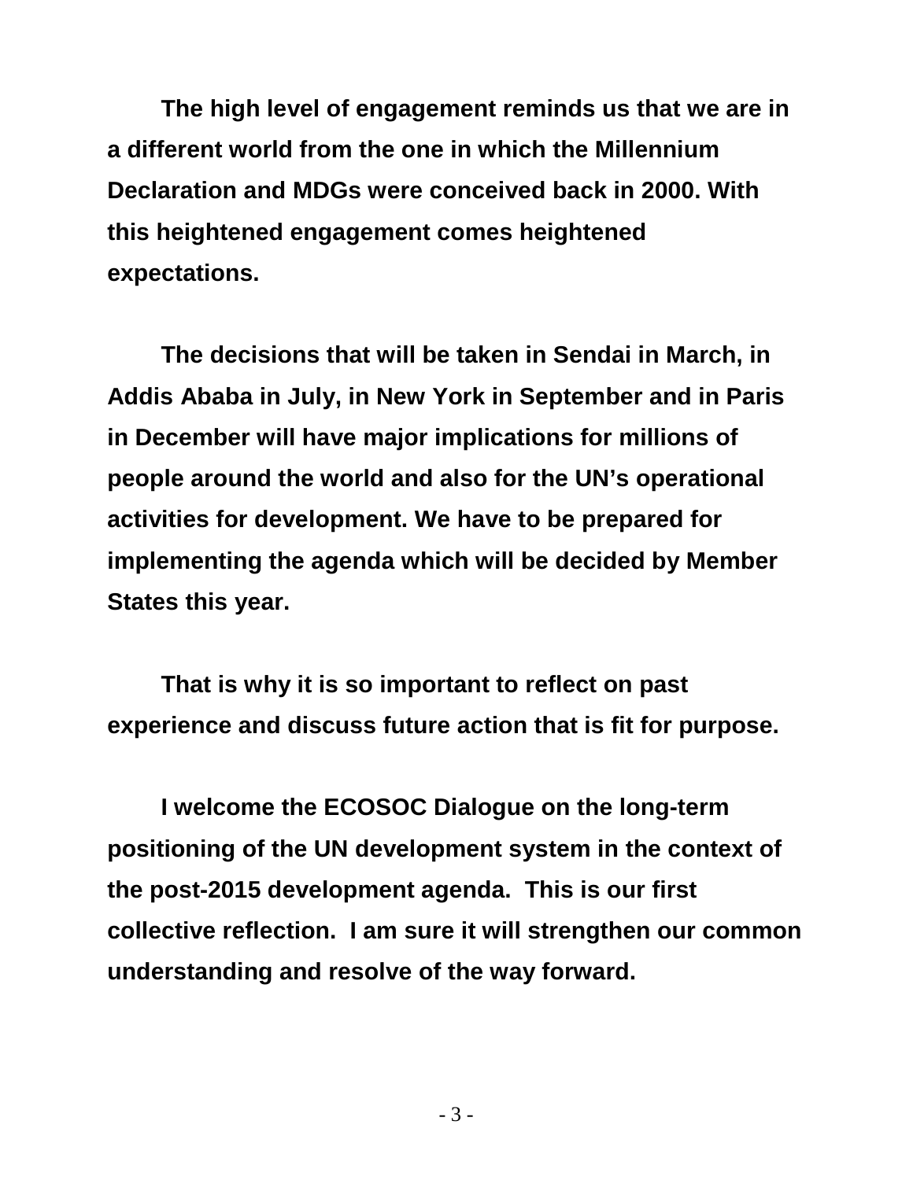**The high level of engagement reminds us that we are in a different world from the one in which the Millennium Declaration and MDGs were conceived back in 2000. With this heightened engagement comes heightened expectations.**

**The decisions that will be taken in Sendai in March, in Addis Ababa in July, in New York in September and in Paris in December will have major implications for millions of people around the world and also for the UN's operational activities for development. We have to be prepared for implementing the agenda which will be decided by Member States this year.**

**That is why it is so important to reflect on past experience and discuss future action that is fit for purpose.**

**I welcome the ECOSOC Dialogue on the long-term positioning of the UN development system in the context of the post-2015 development agenda. This is our first collective reflection. I am sure it will strengthen our common understanding and resolve of the way forward.**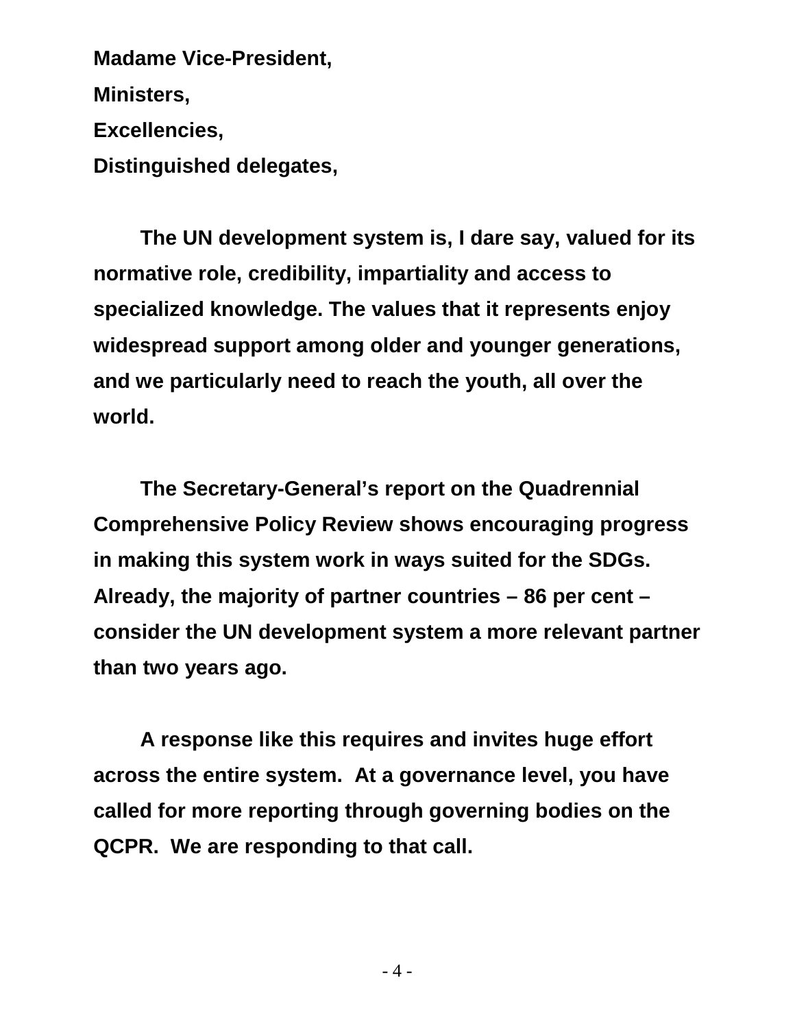**Madame Vice-President,**

**Ministers,**

**Excellencies,**

**Distinguished delegates,**

**The UN development system is, I dare say, valued for its normative role, credibility, impartiality and access to specialized knowledge. The values that it represents enjoy widespread support among older and younger generations, and we particularly need to reach the youth, all over the world.**

**The Secretary-General's report on the Quadrennial Comprehensive Policy Review shows encouraging progress in making this system work in ways suited for the SDGs. Already, the majority of partner countries – 86 per cent – consider the UN development system a more relevant partner than two years ago.**

**A response like this requires and invites huge effort across the entire system. At a governance level, you have called for more reporting through governing bodies on the QCPR. We are responding to that call.**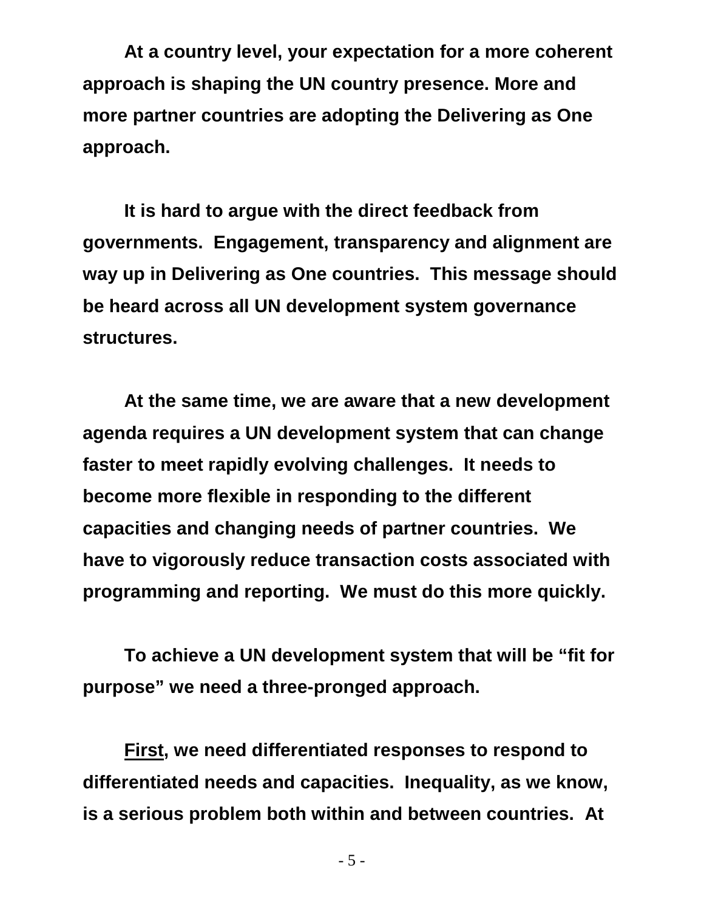**At a country level, your expectation for a more coherent approach is shaping the UN country presence. More and more partner countries are adopting the Delivering as One approach.**

**It is hard to argue with the direct feedback from governments. Engagement, transparency and alignment are way up in Delivering as One countries. This message should be heard across all UN development system governance structures.**

**At the same time, we are aware that a new development agenda requires a UN development system that can change faster to meet rapidly evolving challenges. It needs to become more flexible in responding to the different capacities and changing needs of partner countries. We have to vigorously reduce transaction costs associated with programming and reporting. We must do this more quickly.**

**To achieve a UN development system that will be "fit for purpose" we need a three-pronged approach.**

**<u>First</u>, we need differentiated responses to respond to differentiated needs and capacities. Inequality, as we know, is a serious problem both within and between countries. At**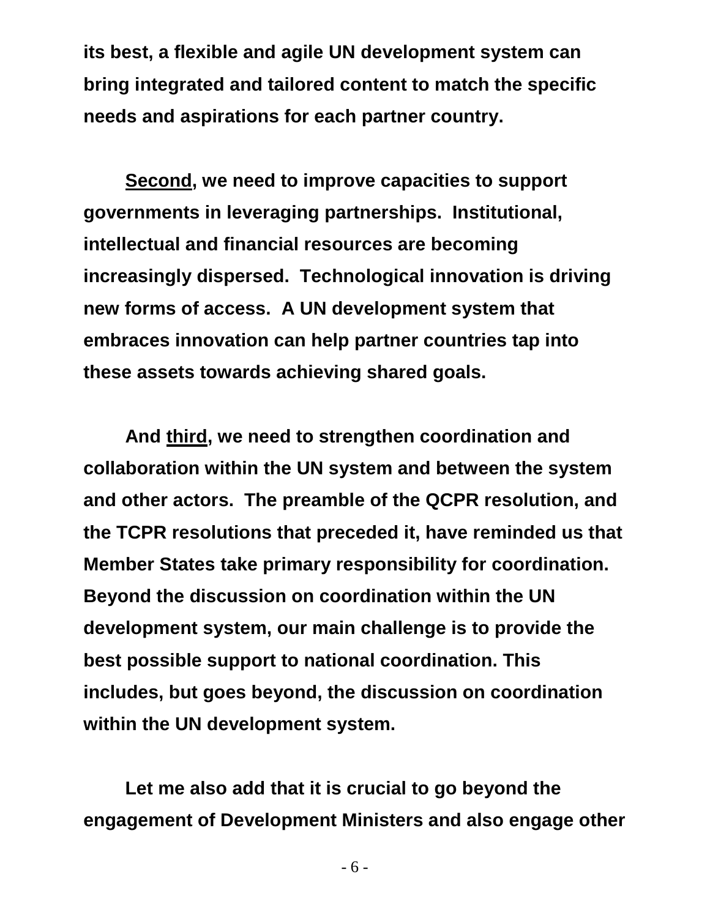**its best, a flexible and agile UN development system can bring integrated and tailored content to match the specific needs and aspirations for each partner country.**

**Second, we need to improve capacities to support governments in leveraging partnerships. Institutional, intellectual and financial resources are becoming increasingly dispersed. Technological innovation is driving new forms of access. A UN development system that embraces innovation can help partner countries tap into these assets towards achieving shared goals.**

**And third, we need to strengthen coordination and collaboration within the UN system and between the system and other actors. The preamble of the QCPR resolution, and the TCPR resolutions that preceded it, have reminded us that Member States take primary responsibility for coordination. Beyond the discussion on coordination within the UN development system, our main challenge is to provide the best possible support to national coordination. This includes, but goes beyond, the discussion on coordination within the UN development system.**

**Let me also add that it is crucial to go beyond the engagement of Development Ministers and also engage other**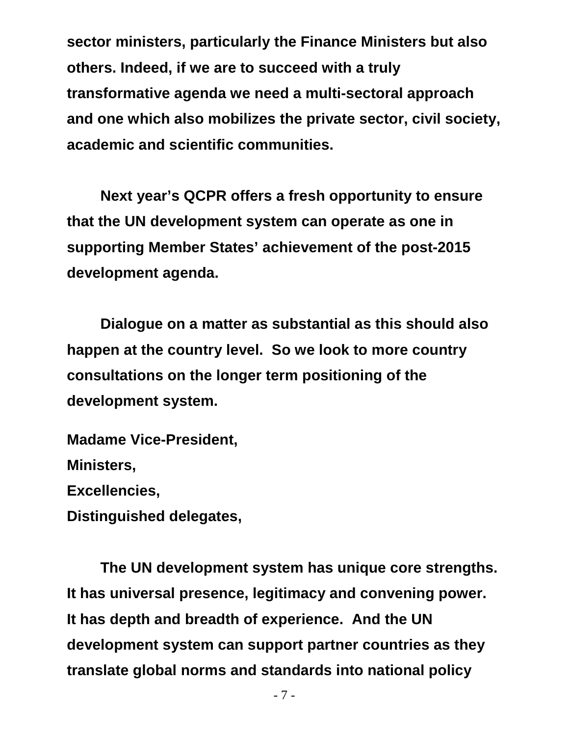**sector ministers, particularly the Finance Ministers but also others. Indeed, if we are to succeed with a truly transformative agenda we need a multi-sectoral approach and one which also mobilizes the private sector, civil society, academic and scientific communities.**

**Next year's QCPR offers a fresh opportunity to ensure that the UN development system can operate as one in supporting Member States' achievement of the post-2015 development agenda.**

**Dialogue on a matter as substantial as this should also happen at the country level. So we look to more country consultations on the longer term positioning of the development system.**

**Madame Vice-President,**
**Ministers,**
**Excellencies,**
**Distinguished delegates,**

**The UN development system has unique core strengths. It has universal presence, legitimacy and convening power. It has depth and breadth of experience. And the UN development system can support partner countries as they translate global norms and standards into national policy**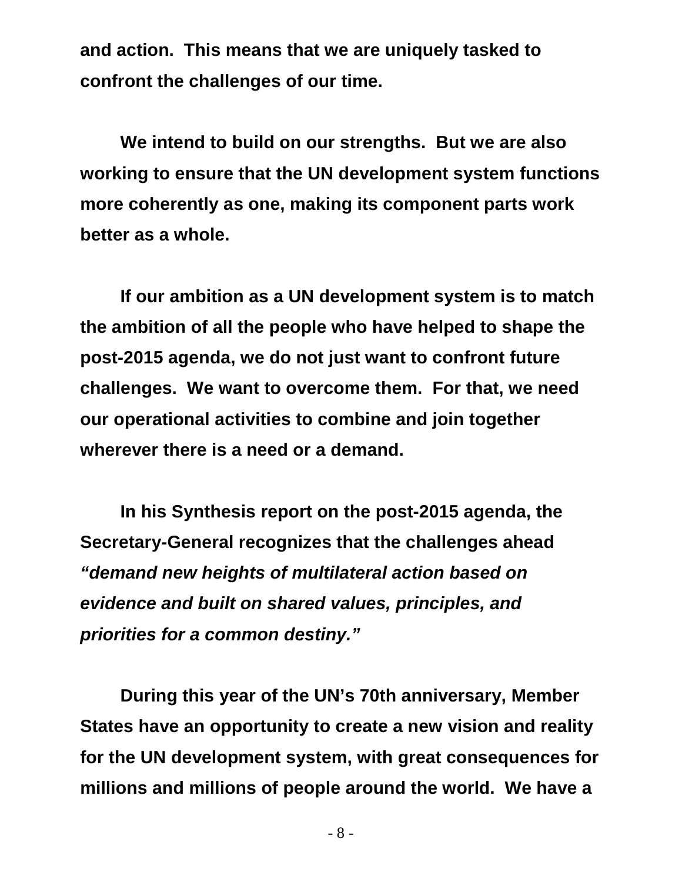**and action. This means that we are uniquely tasked to confront the challenges of our time.**

**We intend to build on our strengths. But we are also working to ensure that the UN development system functions more coherently as one, making its component parts work better as a whole.**

**If our ambition as a UN development system is to match the ambition of all the people who have helped to shape the post-2015 agenda, we do not just want to confront future challenges. We want to overcome them. For that, we need our operational activities to combine and join together wherever there is a need or a demand.**

**In his Synthesis report on the post-2015 agenda, the Secretary-General recognizes that the challenges ahead *"demand new heights of multilateral action based on evidence and built on shared values, principles, and priorities for a common destiny."***

**During this year of the UN's 70th anniversary, Member States have an opportunity to create a new vision and reality for the UN development system, with great consequences for millions and millions of people around the world. We have a**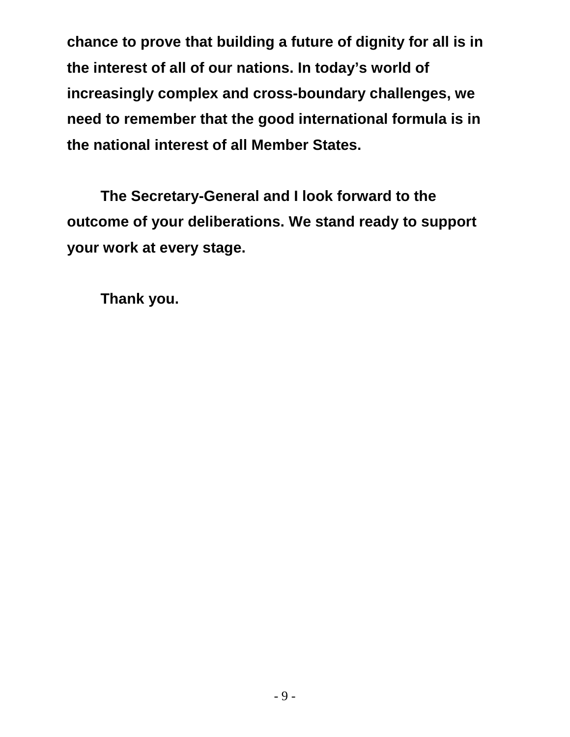**chance to prove that building a future of dignity for all is in the interest of all of our nations. In today's world of increasingly complex and cross-boundary challenges, we need to remember that the good international formula is in the national interest of all Member States.**

**The Secretary-General and I look forward to the outcome of your deliberations. We stand ready to support your work at every stage.**

**Thank you.**